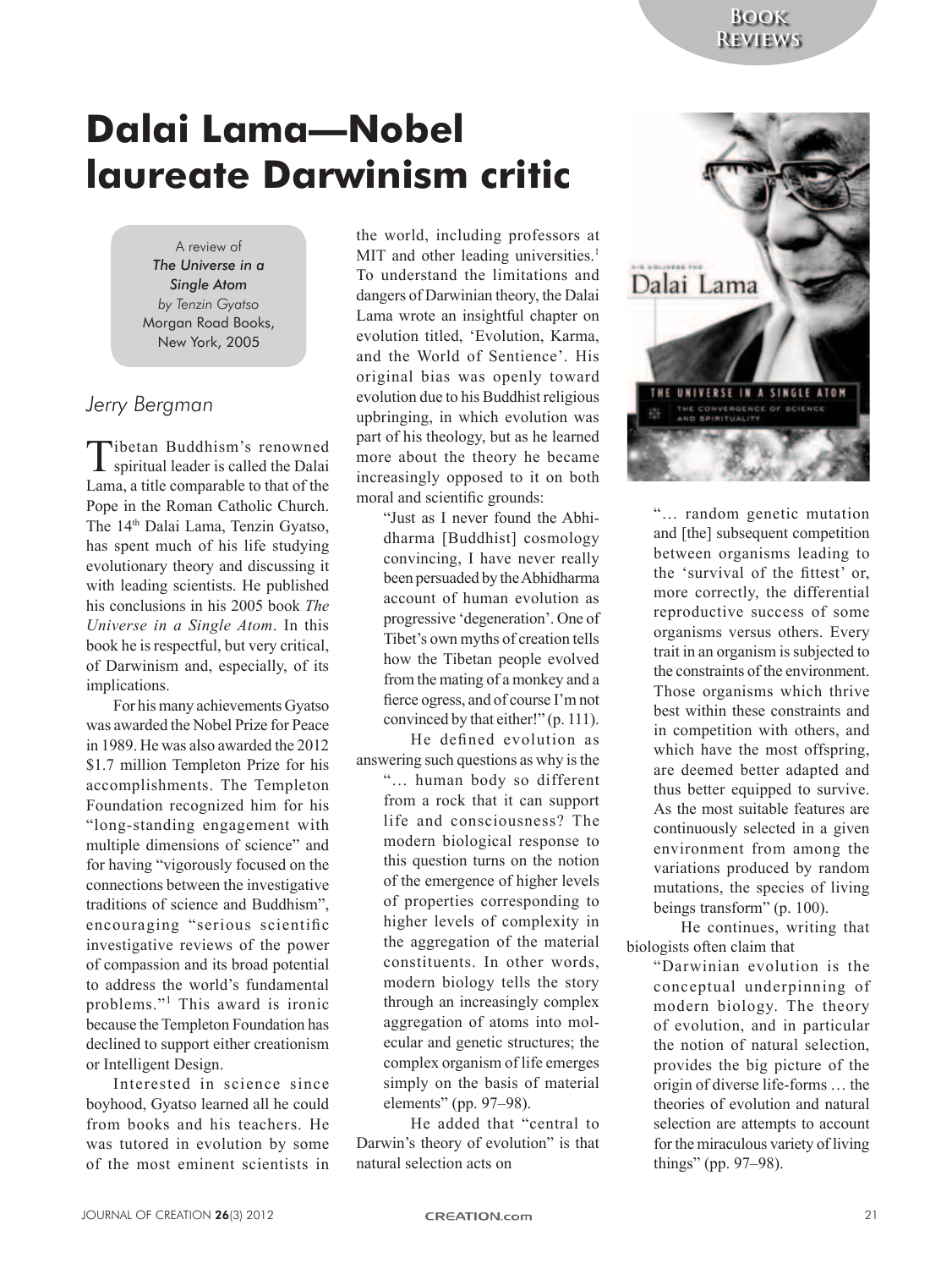# Dalai Lama—Nobel laureate Darwinism critic

A review of
*The Universe in a Single Atom*
*by Tenzin Gyatso*
Morgan Road Books, New York, 2005

*Jerry Bergman*

Tibetan Buddhism's renowned spiritual leader is called the Dalai Lama, a title comparable to that of the Pope in the Roman Catholic Church. The 14th Dalai Lama, Tenzin Gyatso, has spent much of his life studying evolutionary theory and discussing it with leading scientists. He published his conclusions in his 2005 book *The Universe in a Single Atom*. In this book he is respectful, but very critical, of Darwinism and, especially, of its implications.

For his many achievements Gyatso was awarded the Nobel Prize for Peace in 1989. He was also awarded the 2012 $1.7 million Templeton Prize for his accomplishments. The Templeton Foundation recognized him for his "long-standing engagement with multiple dimensions of science" and for having "vigorously focused on the connections between the investigative traditions of science and Buddhism", encouraging "serious scientific investigative reviews of the power of compassion and its broad potential to address the world's fundamental problems."[1] This award is ironic because the Templeton Foundation has declined to support either creationism or Intelligent Design.

Interested in science since boyhood, Gyatso learned all he could from books and his teachers. He was tutored in evolution by some of the most eminent scientists in the world, including professors at MIT and other leading universities.[1] To understand the limitations and dangers of Darwinian theory, the Dalai Lama wrote an insightful chapter on evolution titled, 'Evolution, Karma, and the World of Sentience'. His original bias was openly toward evolution due to his Buddhist religious upbringing, in which evolution was part of his theology, but as he learned more about the theory he became increasingly opposed to it on both moral and scientific grounds:

> "Just as I never found the Abhidharma [Buddhist] cosmology convincing, I have never really been persuaded by the Abhidharma account of human evolution as progressive 'degeneration'. One of Tibet's own myths of creation tells how the Tibetan people evolved from the mating of a monkey and a fierce ogress, and of course I'm not convinced by that either!" (p. 111).

He defined evolution as answering such questions as why is the

> "… human body so different from a rock that it can support life and consciousness? The modern biological response to this question turns on the notion of the emergence of higher levels of properties corresponding to higher levels of complexity in the aggregation of the material constituents. In other words, modern biology tells the story through an increasingly complex aggregation of atoms into molecular and genetic structures; the complex organism of life emerges simply on the basis of material elements" (pp. 97–98).

He added that "central to Darwin's theory of evolution" is that natural selection acts on

> "… random genetic mutation and [the] subsequent competition between organisms leading to the 'survival of the fittest' or, more correctly, the differential reproductive success of some organisms versus others. Every trait in an organism is subjected to the constraints of the environment. Those organisms which thrive best within these constraints and in competition with others, and which have the most offspring, are deemed better adapted and thus better equipped to survive. As the most suitable features are continuously selected in a given environment from among the variations produced by random mutations, the species of living beings transform" (p. 100).

He continues, writing that biologists often claim that

> "Darwinian evolution is the conceptual underpinning of modern biology. The theory of evolution, and in particular the notion of natural selection, provides the big picture of the origin of diverse life-forms … the theories of evolution and natural selection are attempts to account for the miraculous variety of living things" (pp. 97–98).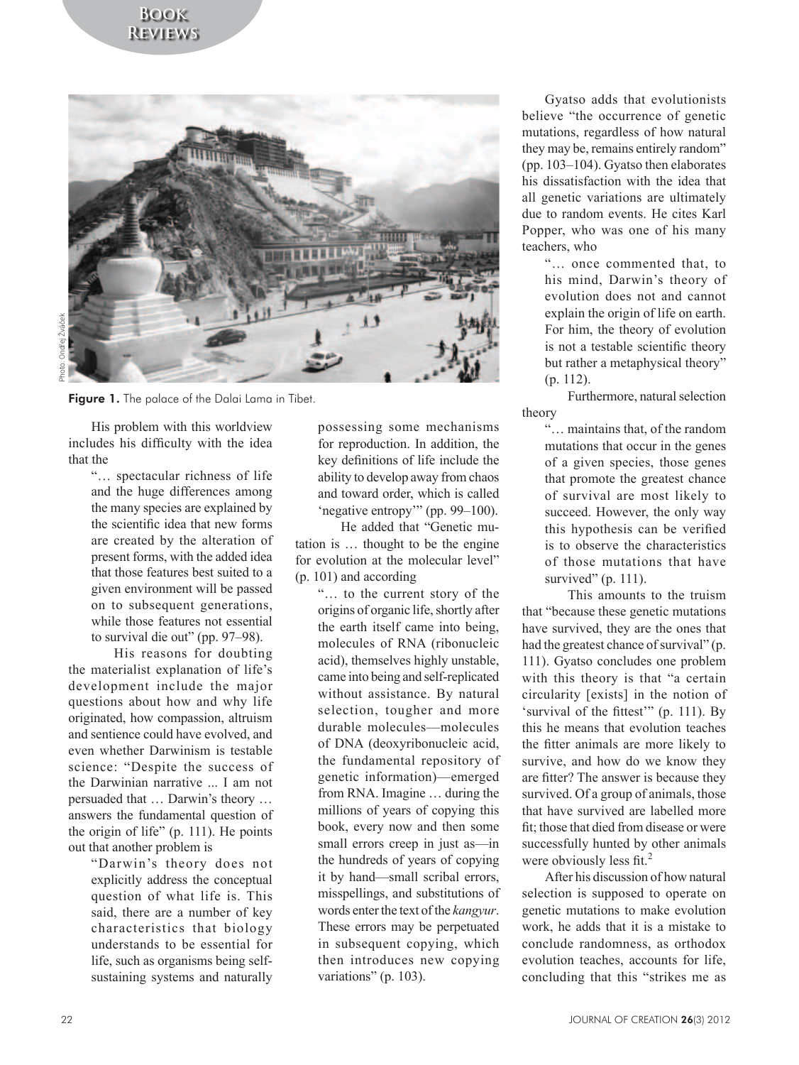Figure 1. The palace of the Dalai Lama in Tibet.

His problem with this worldview includes his difficulty with the idea that the

> "… spectacular richness of life and the huge differences among the many species are explained by the scientific idea that new forms are created by the alteration of present forms, with the added idea that those features best suited to a given environment will be passed on to subsequent generations, while those features not essential to survival die out" (pp. 97–98).

His reasons for doubting the materialist explanation of life's development include the major questions about how and why life originated, how compassion, altruism and sentience could have evolved, and even whether Darwinism is testable science: "Despite the success of the Darwinian narrative ... I am not persuaded that … Darwin's theory … answers the fundamental question of the origin of life" (p. 111). He points out that another problem is

> "Darwin's theory does not explicitly address the conceptual question of what life is. This said, there are a number of key characteristics that biology understands to be essential for life, such as organisms being self-sustaining systems and naturally possessing some mechanisms for reproduction. In addition, the key definitions of life include the ability to develop away from chaos and toward order, which is called 'negative entropy'" (pp. 99–100).

He added that "Genetic mutation is … thought to be the engine for evolution at the molecular level" (p. 101) and according

> "… to the current story of the origins of organic life, shortly after the earth itself came into being, molecules of RNA (ribonucleic acid), themselves highly unstable, came into being and self-replicated without assistance. By natural selection, tougher and more durable molecules—molecules of DNA (deoxyribonucleic acid, the fundamental repository of genetic information)—emerged from RNA. Imagine … during the millions of years of copying this book, every now and then some small errors creep in just as—in the hundreds of years of copying it by hand—small scribal errors, misspellings, and substitutions of words enter the text of the *kangyur*. These errors may be perpetuated in subsequent copying, which then introduces new copying variations" (p. 103).

Gyatso adds that evolutionists believe "the occurrence of genetic mutations, regardless of how natural they may be, remains entirely random" (pp. 103–104). Gyatso then elaborates his dissatisfaction with the idea that all genetic variations are ultimately due to random events. He cites Karl Popper, who was one of his many teachers, who

> "… once commented that, to his mind, Darwin's theory of evolution does not and cannot explain the origin of life on earth. For him, the theory of evolution is not a testable scientific theory but rather a metaphysical theory" (p. 112).

Furthermore, natural selection theory

> "… maintains that, of the random mutations that occur in the genes of a given species, those genes that promote the greatest chance of survival are most likely to succeed. However, the only way this hypothesis can be verified is to observe the characteristics of those mutations that have survived" (p. 111).

This amounts to the truism that "because these genetic mutations have survived, they are the ones that had the greatest chance of survival" (p. 111). Gyatso concludes one problem with this theory is that "a certain circularity [exists] in the notion of 'survival of the fittest'" (p. 111). By this he means that evolution teaches the fitter animals are more likely to survive, and how do we know they are fitter? The answer is because they survived. Of a group of animals, those that have survived are labelled more fit; those that died from disease or were successfully hunted by other animals were obviously less fit.[2]

After his discussion of how natural selection is supposed to operate on genetic mutations to make evolution work, he adds that it is a mistake to conclude randomness, as orthodox evolution teaches, accounts for life, concluding that this "strikes me as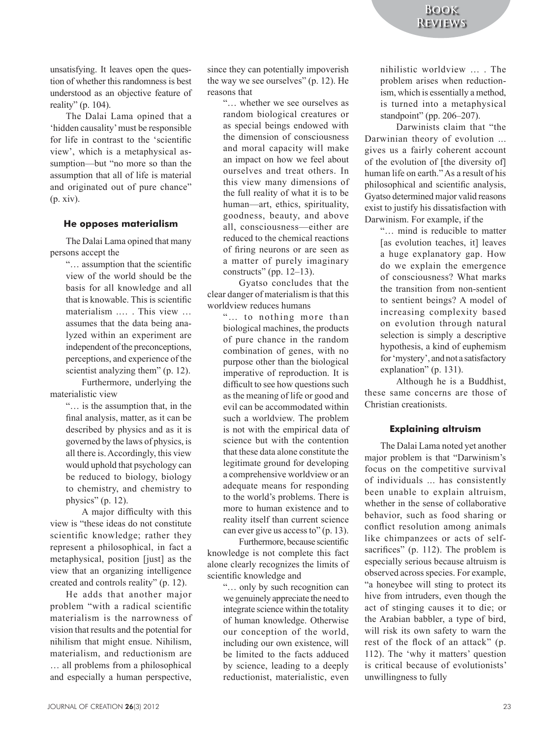unsatisfying. It leaves open the question of whether this randomness is best understood as an objective feature of reality" (p. 104).

The Dalai Lama opined that a 'hidden causality' must be responsible for life in contrast to the 'scientific view', which is a metaphysical assumption—but "no more so than the assumption that all of life is material and originated out of pure chance" (p. xiv).

### He opposes materialism

The Dalai Lama opined that many persons accept the

> "… assumption that the scientific view of the world should be the basis for all knowledge and all that is knowable. This is scientific materialism .… . This view … assumes that the data being analyzed within an experiment are independent of the preconceptions, perceptions, and experience of the scientist analyzing them" (p. 12).

Furthermore, underlying the materialistic view

> "… is the assumption that, in the final analysis, matter, as it can be described by physics and as it is governed by the laws of physics, is all there is. Accordingly, this view would uphold that psychology can be reduced to biology, biology to chemistry, and chemistry to physics" (p. 12).

A major difficulty with this view is "these ideas do not constitute scientific knowledge; rather they represent a philosophical, in fact a metaphysical, position [just] as the view that an organizing intelligence created and controls reality" (p. 12).

He adds that another major problem "with a radical scientific materialism is the narrowness of vision that results and the potential for nihilism that might ensue. Nihilism, materialism, and reductionism are … all problems from a philosophical and especially a human perspective, since they can potentially impoverish the way we see ourselves" (p. 12). He reasons that

> "… whether we see ourselves as random biological creatures or as special beings endowed with the dimension of consciousness and moral capacity will make an impact on how we feel about ourselves and treat others. In this view many dimensions of the full reality of what it is to be human—art, ethics, spirituality, goodness, beauty, and above all, consciousness—either are reduced to the chemical reactions of firing neurons or are seen as a matter of purely imaginary constructs" (pp. 12–13).

Gyatso concludes that the clear danger of materialism is that this worldview reduces humans

> "… to nothing more than biological machines, the products of pure chance in the random combination of genes, with no purpose other than the biological imperative of reproduction. It is difficult to see how questions such as the meaning of life or good and evil can be accommodated within such a worldview. The problem is not with the empirical data of science but with the contention that these data alone constitute the legitimate ground for developing a comprehensive worldview or an adequate means for responding to the world's problems. There is more to human existence and to reality itself than current science can ever give us access to" (p. 13).

Furthermore, because scientific knowledge is not complete this fact alone clearly recognizes the limits of scientific knowledge and

> "… only by such recognition can we genuinely appreciate the need to integrate science within the totality of human knowledge. Otherwise our conception of the world, including our own existence, will be limited to the facts adduced by science, leading to a deeply reductionist, materialistic, even nihilistic worldview … . The problem arises when reductionism, which is essentially a method, is turned into a metaphysical standpoint" (pp. 206–207).

Darwinists claim that "the Darwinian theory of evolution ... gives us a fairly coherent account of the evolution of [the diversity of] human life on earth." As a result of his philosophical and scientific analysis, Gyatso determined major valid reasons exist to justify his dissatisfaction with Darwinism. For example, if the

> "… mind is reducible to matter [as evolution teaches, it] leaves a huge explanatory gap. How do we explain the emergence of consciousness? What marks the transition from non-sentient to sentient beings? A model of increasing complexity based on evolution through natural selection is simply a descriptive hypothesis, a kind of euphemism for 'mystery', and not a satisfactory explanation" (p. 131).

Although he is a Buddhist, these same concerns are those of Christian creationists.

### Explaining altruism

The Dalai Lama noted yet another major problem is that "Darwinism's focus on the competitive survival of individuals ... has consistently been unable to explain altruism, whether in the sense of collaborative behavior, such as food sharing or conflict resolution among animals like chimpanzees or acts of self-sacrifices" (p. 112). The problem is especially serious because altruism is observed across species. For example, "a honeybee will sting to protect its hive from intruders, even though the act of stinging causes it to die; or the Arabian babbler, a type of bird, will risk its own safety to warn the rest of the flock of an attack" (p. 112). The 'why it matters' question is critical because of evolutionists' unwillingness to fully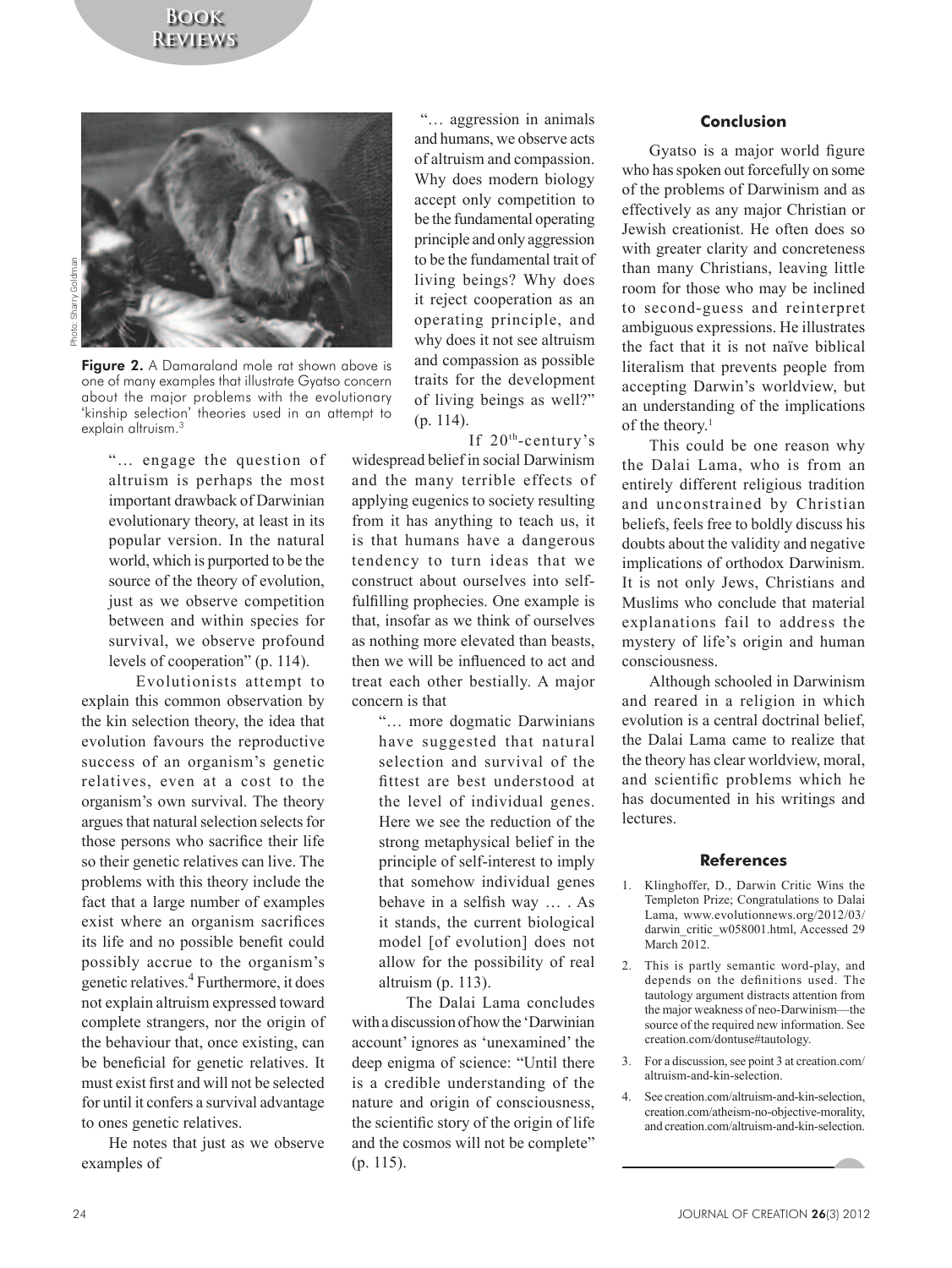Figure 2. A Damaraland mole rat shown above is one of many examples that illustrate Gyatso concern about the major problems with the evolutionary 'kinship selection' theories used in an attempt to explain altruism.[3]

> "… engage the question of altruism is perhaps the most important drawback of Darwinian evolutionary theory, at least in its popular version. In the natural world, which is purported to be the source of the theory of evolution, just as we observe competition between and within species for survival, we observe profound levels of cooperation" (p. 114).

Evolutionists attempt to explain this common observation by the kin selection theory, the idea that evolution favours the reproductive success of an organism's genetic relatives, even at a cost to the organism's own survival. The theory argues that natural selection selects for those persons who sacrifice their life so their genetic relatives can live. The problems with this theory include the fact that a large number of examples exist where an organism sacrifices its life and no possible benefit could possibly accrue to the organism's genetic relatives.[4] Furthermore, it does not explain altruism expressed toward complete strangers, nor the origin of the behaviour that, once existing, can be beneficial for genetic relatives. It must exist first and will not be selected for until it confers a survival advantage to ones genetic relatives.

He notes that just as we observe examples of

> "… aggression in animals and humans, we observe acts of altruism and compassion. Why does modern biology accept only competition to be the fundamental operating principle and only aggression to be the fundamental trait of living beings? Why does it reject cooperation as an operating principle, and why does it not see altruism and compassion as possible traits for the development of living beings as well?" (p. 114).

If 20th-century's widespread belief in social Darwinism and the many terrible effects of applying eugenics to society resulting from it has anything to teach us, it is that humans have a dangerous tendency to turn ideas that we construct about ourselves into self-fulfilling prophecies. One example is that, insofar as we think of ourselves as nothing more elevated than beasts, then we will be influenced to act and treat each other bestially. A major concern is that

> "… more dogmatic Darwinians have suggested that natural selection and survival of the fittest are best understood at the level of individual genes. Here we see the reduction of the strong metaphysical belief in the principle of self-interest to imply that somehow individual genes behave in a selfish way … . As it stands, the current biological model [of evolution] does not allow for the possibility of real altruism (p. 113).

The Dalai Lama concludes with a discussion of how the 'Darwinian account' ignores as 'unexamined' the deep enigma of science: "Until there is a credible understanding of the nature and origin of consciousness, the scientific story of the origin of life and the cosmos will not be complete" (p. 115).

## Conclusion

Gyatso is a major world figure who has spoken out forcefully on some of the problems of Darwinism and as effectively as any major Christian or Jewish creationist. He often does so with greater clarity and concreteness than many Christians, leaving little room for those who may be inclined to second-guess and reinterpret ambiguous expressions. He illustrates the fact that it is not naïve biblical literalism that prevents people from accepting Darwin's worldview, but an understanding of the implications of the theory.[1]

This could be one reason why the Dalai Lama, who is from an entirely different religious tradition and unconstrained by Christian beliefs, feels free to boldly discuss his doubts about the validity and negative implications of orthodox Darwinism. It is not only Jews, Christians and Muslims who conclude that material explanations fail to address the mystery of life's origin and human consciousness.

Although schooled in Darwinism and reared in a religion in which evolution is a central doctrinal belief, the Dalai Lama came to realize that the theory has clear worldview, moral, and scientific problems which he has documented in his writings and lectures.

## References

1. Klinghoffer, D., Darwin Critic Wins the Templeton Prize; Congratulations to Dalai Lama, www.evolutionnews.org/2012/03/darwin_critic_w058001.html, Accessed 29 March 2012.
2. This is partly semantic word-play, and depends on the definitions used. The tautology argument distracts attention from the major weakness of neo-Darwinism—the source of the required new information. See creation.com/dontuse#tautology.
3. For a discussion, see point 3 at creation.com/altruism-and-kin-selection.
4. See creation.com/altruism-and-kin-selection, creation.com/atheism-no-objective-morality, and creation.com/altruism-and-kin-selection.